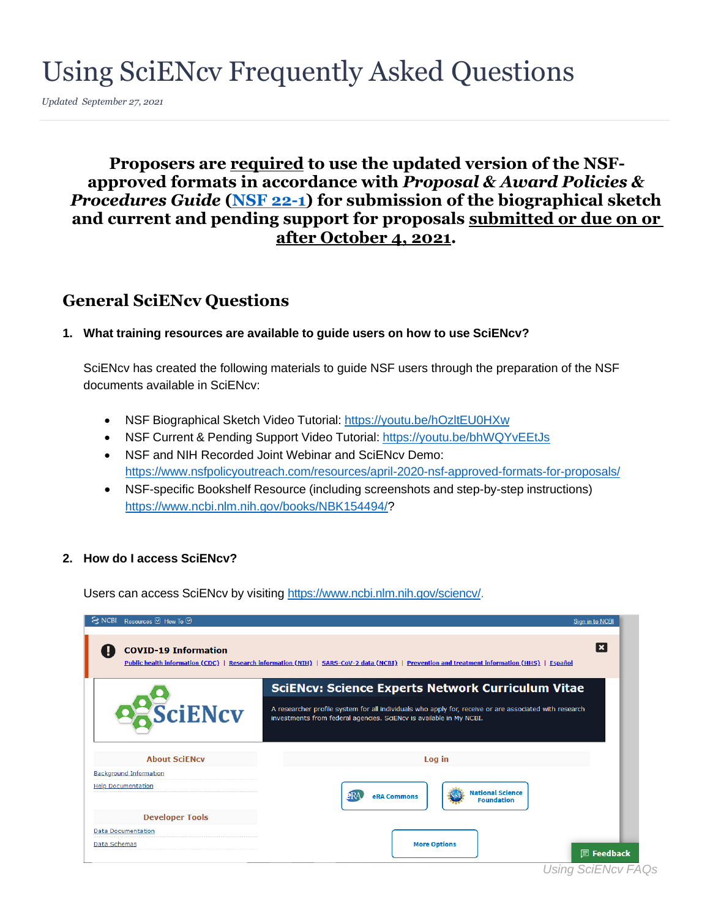# Using SciENcv Frequently Asked Questions

*Updated September 27, 2021*

**Proposers are <u>required</u> to use the updated version of the NSF-approved formats in accordance with *Proposal & Award Policies & Procedures Guide* ([NSF 22-1](NSF 22-1)) for submission of the biographical sketch and current and pending support for proposals <u>submitted or due on or after October 4, 2021</u>.**

## General SciENcv Questions

1. **What training resources are available to guide users on how to use SciENcv?**

   SciENcv has created the following materials to guide NSF users through the preparation of the NSF documents available in SciENcv:

   - NSF Biographical Sketch Video Tutorial: https://youtu.be/hOzltEU0HXw
   - NSF Current & Pending Support Video Tutorial: https://youtu.be/bhWQYvEEtJs
   - NSF and NIH Recorded Joint Webinar and SciENcv Demo: https://www.nsfpolicyoutreach.com/resources/april-2020-nsf-approved-formats-for-proposals/
   - NSF-specific Bookshelf Resource (including screenshots and step-by-step instructions) https://www.ncbi.nlm.nih.gov/books/NBK154494/?

2. **How do I access SciENcv?**

   Users can access SciENcv by visiting https://www.ncbi.nlm.nih.gov/sciencv/.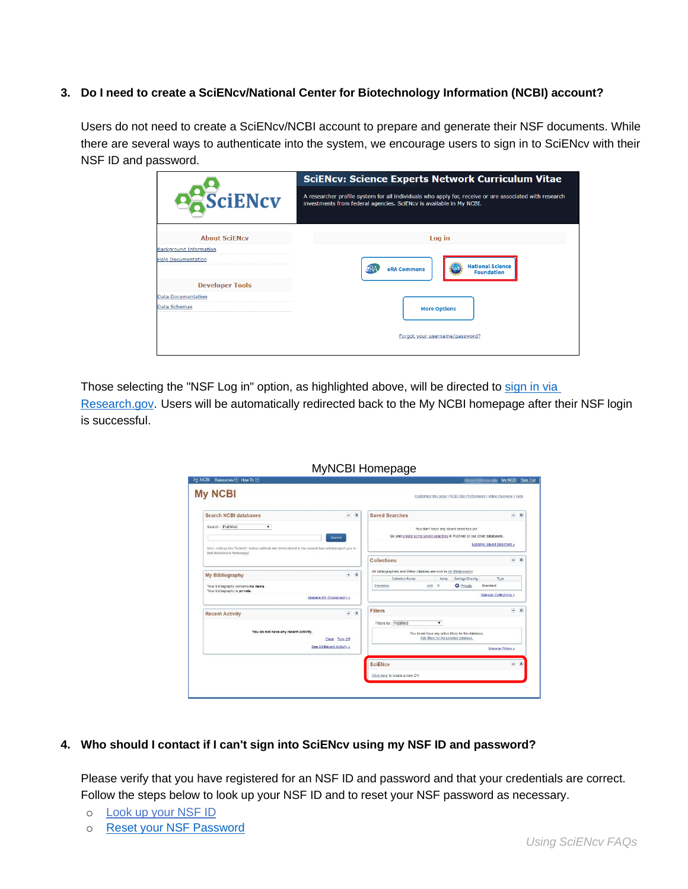3. **Do I need to create a SciENcv/National Center for Biotechnology Information (NCBI) account?**

   Users do not need to create a SciENcv/NCBI account to prepare and generate their NSF documents. While there are several ways to authenticate into the system, we encourage users to sign in to SciENcv with their NSF ID and password.

   Those selecting the "NSF Log in" option, as highlighted above, will be directed to sign in via Research.gov. Users will be automatically redirected back to the My NCBI homepage after their NSF login is successful.

   MyNCBI Homepage

4. **Who should I contact if I can't sign into SciENcv using my NSF ID and password?**

   Please verify that you have registered for an NSF ID and password and that your credentials are correct. Follow the steps below to look up your NSF ID and to reset your NSF password as necessary.

   - Look up your NSF ID
   - Reset your NSF Password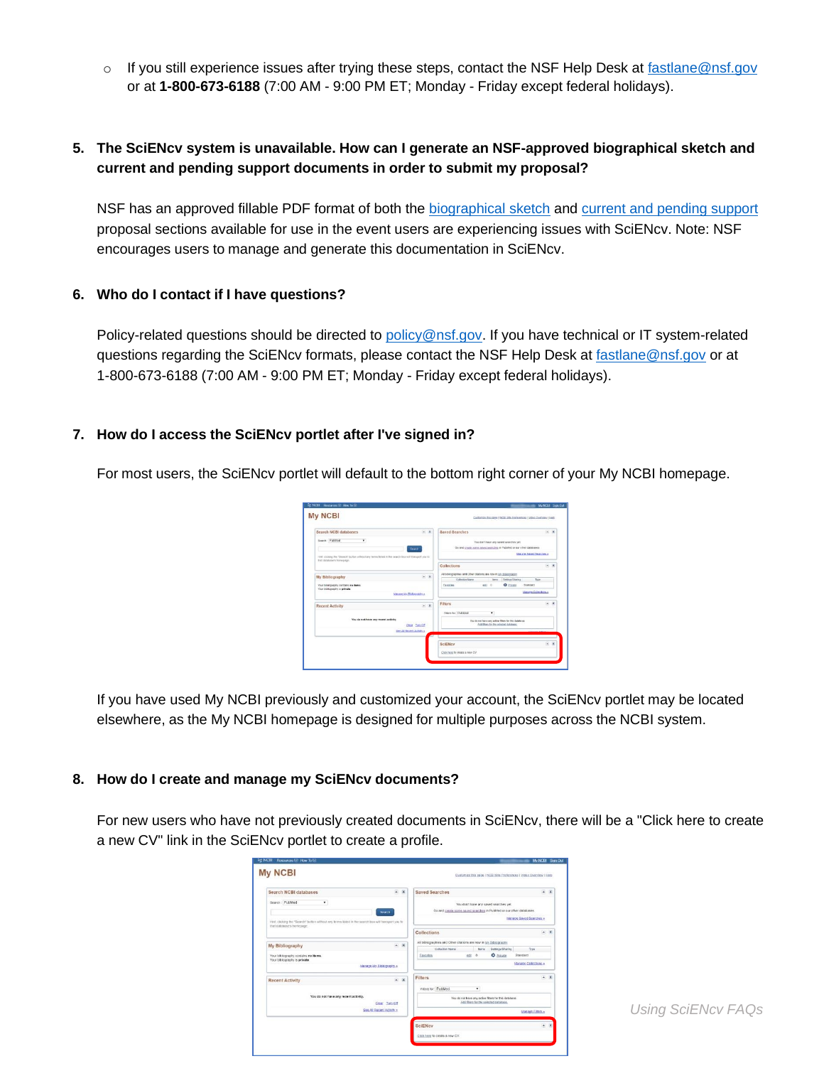- If you still experience issues after trying these steps, contact the NSF Help Desk at fastlane@nsf.gov or at **1-800-673-6188** (7:00 AM - 9:00 PM ET; Monday - Friday except federal holidays).

5. **The SciENcv system is unavailable. How can I generate an NSF-approved biographical sketch and current and pending support documents in order to submit my proposal?**

   NSF has an approved fillable PDF format of both the biographical sketch and current and pending support proposal sections available for use in the event users are experiencing issues with SciENcv. Note: NSF encourages users to manage and generate this documentation in SciENcv.

6. **Who do I contact if I have questions?**

   Policy-related questions should be directed to policy@nsf.gov. If you have technical or IT system-related questions regarding the SciENcv formats, please contact the NSF Help Desk at fastlane@nsf.gov or at 1-800-673-6188 (7:00 AM - 9:00 PM ET; Monday - Friday except federal holidays).

7. **How do I access the SciENcv portlet after I've signed in?**

   For most users, the SciENcv portlet will default to the bottom right corner of your My NCBI homepage.

   If you have used My NCBI previously and customized your account, the SciENcv portlet may be located elsewhere, as the My NCBI homepage is designed for multiple purposes across the NCBI system.

8. **How do I create and manage my SciENcv documents?**

   For new users who have not previously created documents in SciENcv, there will be a "Click here to create a new CV" link in the SciENcv portlet to create a profile.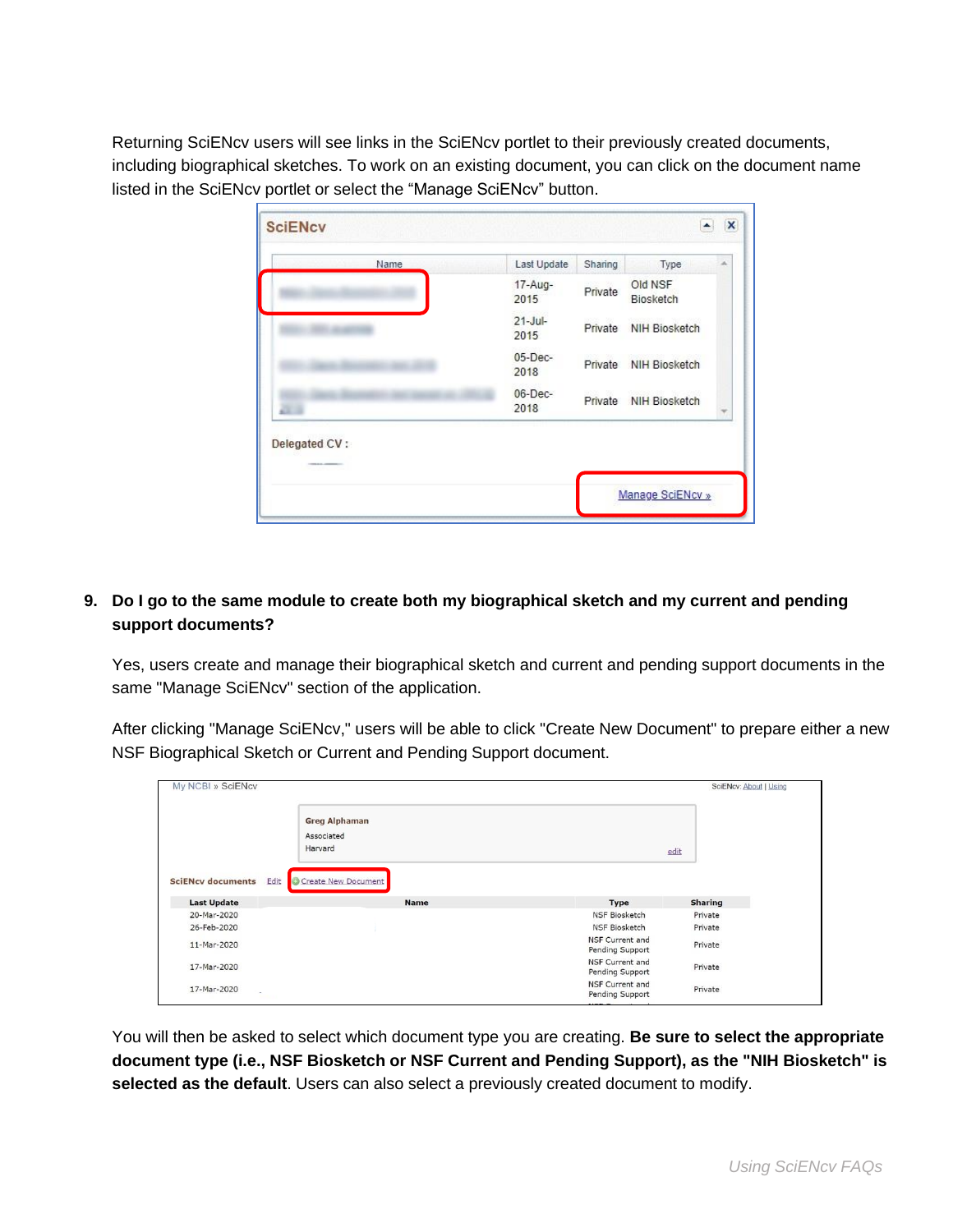Returning SciENcv users will see links in the SciENcv portlet to their previously created documents, including biographical sketches. To work on an existing document, you can click on the document name listed in the SciENcv portlet or select the "Manage SciENcv" button.

9. **Do I go to the same module to create both my biographical sketch and my current and pending support documents?**

   Yes, users create and manage their biographical sketch and current and pending support documents in the same "Manage SciENcv" section of the application.

   After clicking "Manage SciENcv," users will be able to click "Create New Document" to prepare either a new NSF Biographical Sketch or Current and Pending Support document.

   You will then be asked to select which document type you are creating. **Be sure to select the appropriate document type (i.e., NSF Biosketch or NSF Current and Pending Support), as the "NIH Biosketch" is selected as the default**. Users can also select a previously created document to modify.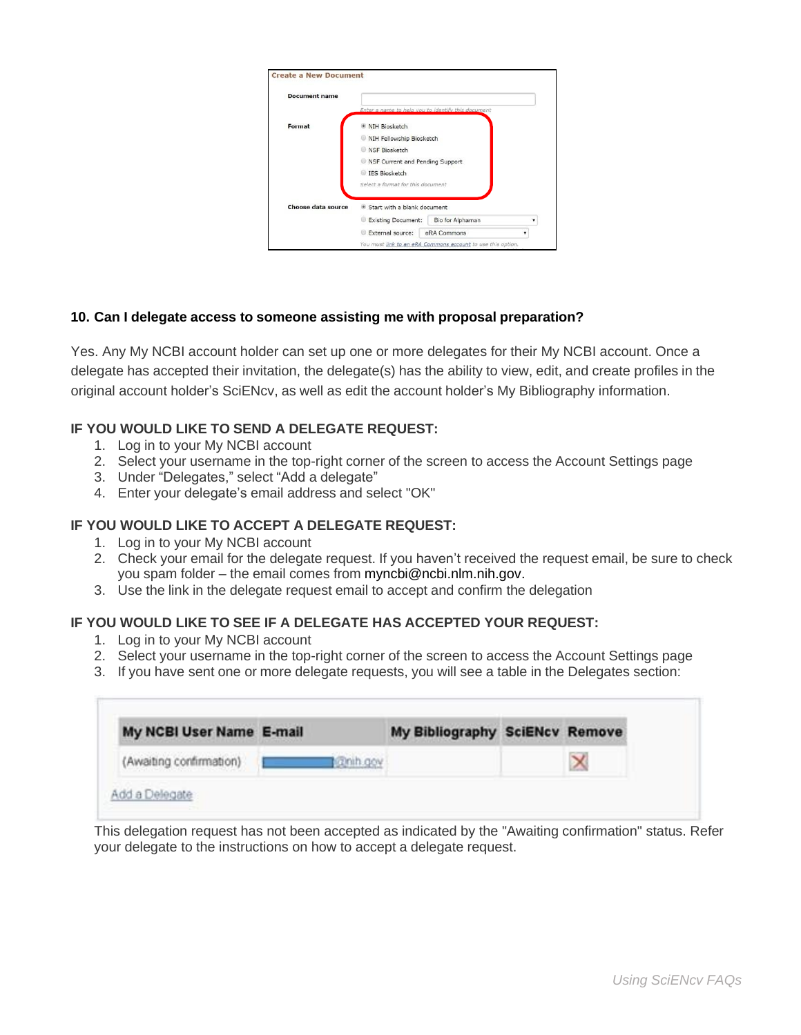**Create a New Document**

| | |
|---|---|
| Document name | *Enter a name to help you to identify this document* |
| Format | ◉ NIH Biosketch<br>○ NIH Fellowship Biosketch<br>○ NSF Biosketch<br>○ NSF Current and Pending Support<br>○ IES Biosketch<br>*Select a format for this document* |
| Choose data source | ◉ Start with a blank document<br>○ Existing Document: Bio for Alphaman<br>○ External source: eRA Commons<br>*You must link to an eRA Commons account to use this option.* |

**10. Can I delegate access to someone assisting me with proposal preparation?**

Yes. Any My NCBI account holder can set up one or more delegates for their My NCBI account. Once a delegate has accepted their invitation, the delegate(s) has the ability to view, edit, and create profiles in the original account holder's SciENcv, as well as edit the account holder's My Bibliography information.

**IF YOU WOULD LIKE TO SEND A DELEGATE REQUEST:**

1. Log in to your My NCBI account
2. Select your username in the top-right corner of the screen to access the Account Settings page
3. Under "Delegates," select "Add a delegate"
4. Enter your delegate's email address and select "OK"

**IF YOU WOULD LIKE TO ACCEPT A DELEGATE REQUEST:**

1. Log in to your My NCBI account
2. Check your email for the delegate request. If you haven't received the request email, be sure to check you spam folder – the email comes from myncbi@ncbi.nlm.nih.gov.
3. Use the link in the delegate request email to accept and confirm the delegation

**IF YOU WOULD LIKE TO SEE IF A DELEGATE HAS ACCEPTED YOUR REQUEST:**

1. Log in to your My NCBI account
2. Select your username in the top-right corner of the screen to access the Account Settings page
3. If you have sent one or more delegate requests, you will see a table in the Delegates section:

| My NCBI User Name | E-mail | My Bibliography | SciENcv | Remove |
|---|---|---|---|---|
| (Awaiting confirmation) | @nih.gov | | | ☒ |

Add a Delegate

This delegation request has not been accepted as indicated by the "Awaiting confirmation" status. Refer your delegate to the instructions on how to accept a delegate request.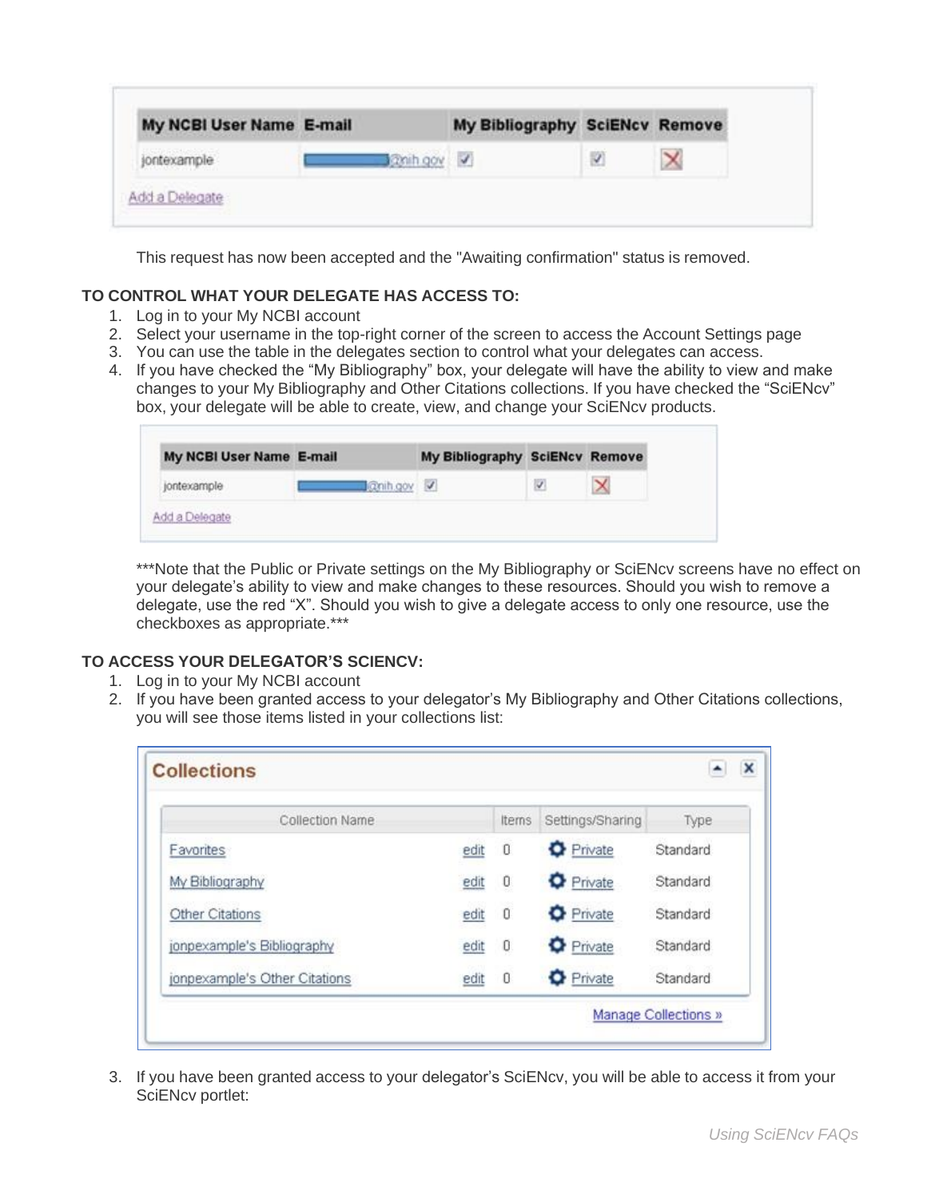| My NCBI User Name | E-mail | My Bibliography | SciENcv | Remove |
|---|---|---|---|---|
| jontexample | @nih.gov | ✓ | ✓ | ✗ |

Add a Delegate

This request has now been accepted and the "Awaiting confirmation" status is removed.

**TO CONTROL WHAT YOUR DELEGATE HAS ACCESS TO:**

1. Log in to your My NCBI account
2. Select your username in the top-right corner of the screen to access the Account Settings page
3. You can use the table in the delegates section to control what your delegates can access.
4. If you have checked the "My Bibliography" box, your delegate will have the ability to view and make changes to your My Bibliography and Other Citations collections. If you have checked the "SciENcv" box, your delegate will be able to create, view, and change your SciENcv products.

| My NCBI User Name | E-mail | My Bibliography | SciENcv | Remove |
|---|---|---|---|---|
| jontexample | @nih.gov | ✓ | ✓ | ✗ |

Add a Delegate

***Note that the Public or Private settings on the My Bibliography or SciENcv screens have no effect on your delegate's ability to view and make changes to these resources. Should you wish to remove a delegate, use the red "X". Should you wish to give a delegate access to only one resource, use the checkboxes as appropriate.***

**TO ACCESS YOUR DELEGATOR'S SCIENCV:**

1. Log in to your My NCBI account
2. If you have been granted access to your delegator's My Bibliography and Other Citations collections, you will see those items listed in your collections list:

**Collections**

| Collection Name | | Items | Settings/Sharing | Type |
|---|---|---|---|---|
| Favorites | edit | 0 | Private | Standard |
| My Bibliography | edit | 0 | Private | Standard |
| Other Citations | edit | 0 | Private | Standard |
| jonpexample's Bibliography | edit | 0 | Private | Standard |
| jonpexample's Other Citations | edit | 0 | Private | Standard |

Manage Collections »

3. If you have been granted access to your delegator's SciENcv, you will be able to access it from your SciENcv portlet: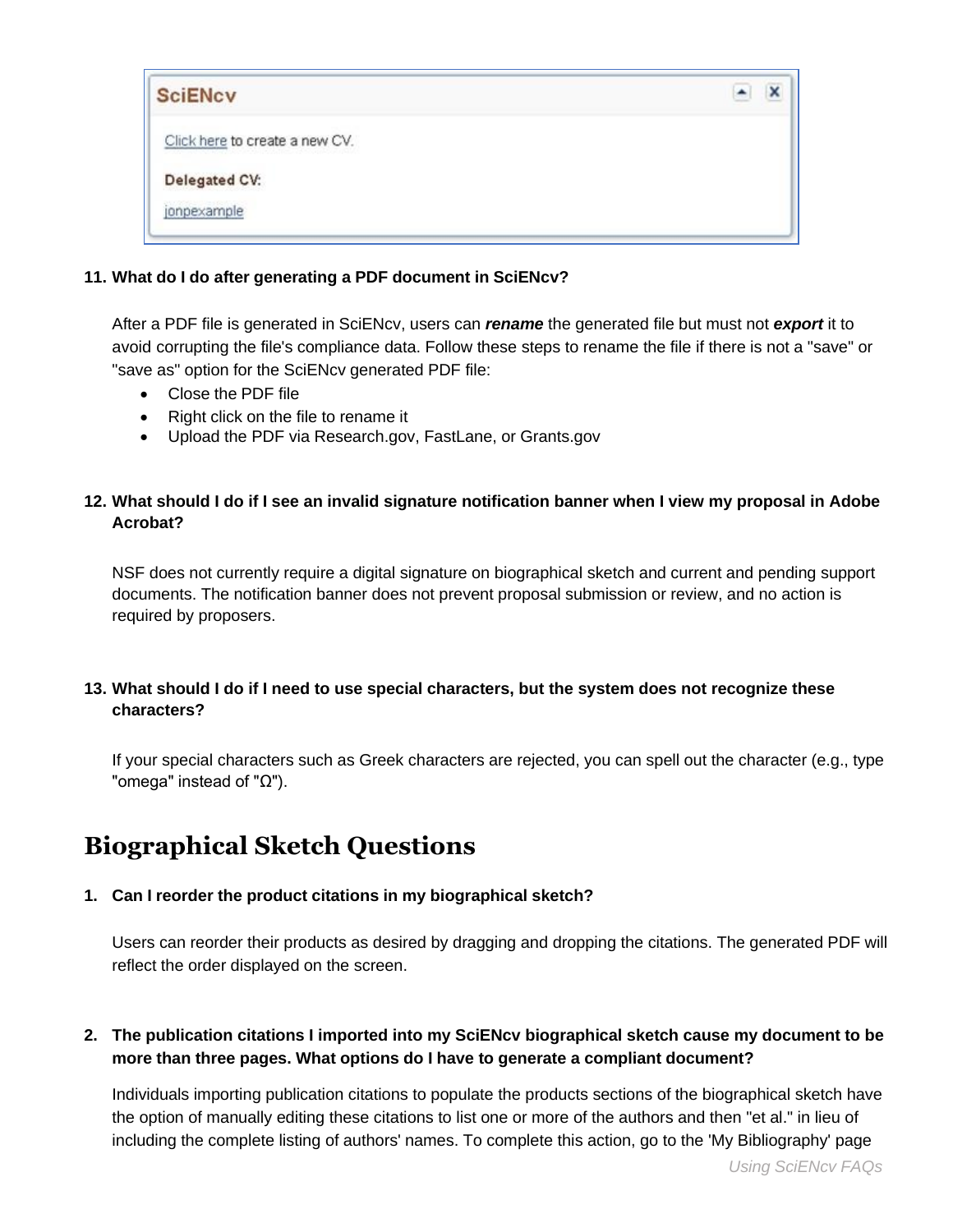SciENcv

Click here to create a new CV.

**Delegated CV:**

jonpexample

**11. What do I do after generating a PDF document in SciENcv?**

After a PDF file is generated in SciENcv, users can ***rename*** the generated file but must not ***export*** it to avoid corrupting the file's compliance data. Follow these steps to rename the file if there is not a "save" or "save as" option for the SciENcv generated PDF file:

- Close the PDF file
- Right click on the file to rename it
- Upload the PDF via Research.gov, FastLane, or Grants.gov

**12. What should I do if I see an invalid signature notification banner when I view my proposal in Adobe Acrobat?**

NSF does not currently require a digital signature on biographical sketch and current and pending support documents. The notification banner does not prevent proposal submission or review, and no action is required by proposers.

**13. What should I do if I need to use special characters, but the system does not recognize these characters?**

If your special characters such as Greek characters are rejected, you can spell out the character (e.g., type "omega" instead of "Ω").

## Biographical Sketch Questions

**1. Can I reorder the product citations in my biographical sketch?**

Users can reorder their products as desired by dragging and dropping the citations. The generated PDF will reflect the order displayed on the screen.

**2. The publication citations I imported into my SciENcv biographical sketch cause my document to be more than three pages. What options do I have to generate a compliant document?**

Individuals importing publication citations to populate the products sections of the biographical sketch have the option of manually editing these citations to list one or more of the authors and then "et al." in lieu of including the complete listing of authors' names. To complete this action, go to the 'My Bibliography' page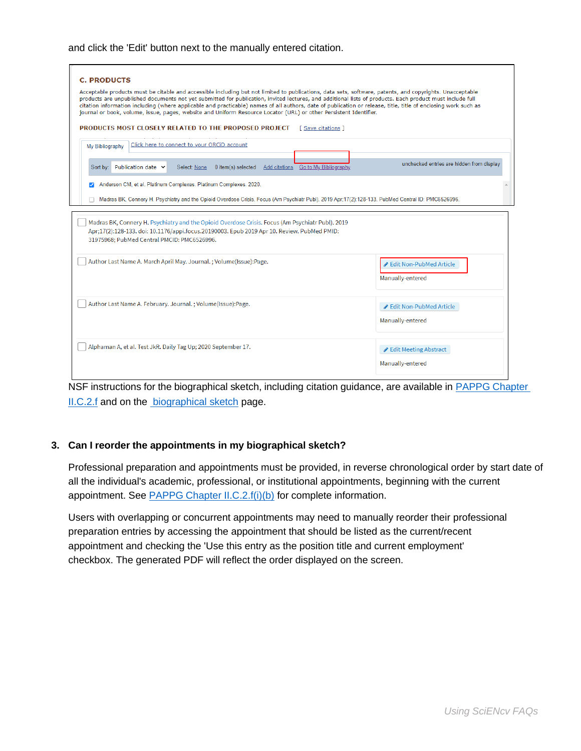and click the 'Edit' button next to the manually entered citation.

C. PRODUCTS

Acceptable products must be citable and accessible including but not limited to publications, data sets, software, patents, and copyrights. Unacceptable products are unpublished documents not yet submitted for publication, invited lectures, and additional lists of products. Each product must include full citation information including (where applicable and practicable) names of all authors, date of publication or release, title, title of enclosing work such as journal or book, volume, issue, pages, website and Uniform Resource Locator (URL) or other Persistent Identifier.

PRODUCTS MOST CLOSELY RELATED TO THE PROPOSED PROJECT [ Save citations ]

My Bibliography | Click here to connect to your ORCiD account

Sort by: Publication date | Select: None | 0 item(s) selected | Add citations | Go to My Bibliography | unchecked entries are hidden from display

- [x] Anderson CM, et al. Platinum Complexes. Platinum Complexes. 2020.
- [ ] Madras BK, Connery H. Psychiatry and the Opioid Overdose Crisis. Focus (Am Psychiatr Publ). 2019 Apr;17(2):128-133. PubMed Central ID: PMC6526996.

- [ ] Madras BK, Connery H. Psychiatry and the Opioid Overdose Crisis. Focus (Am Psychiatr Publ). 2019 Apr;17(2):128-133. doi: 10.1176/appi.focus.20190003. Epub 2019 Apr 10. Review. PubMed PMID: 31975968; PubMed Central PMCID: PMC6526996.
- [ ] Author Last Name A. March April May. Journal. ; Volume(Issue):Page. — Edit Non-PubMed Article — Manually-entered
- [ ] Author Last Name A. February. Journal. ; Volume(Issue):Page. — Edit Non-PubMed Article — Manually-entered
- [ ] Alphaman A, et al. Test JkR. Daily Tag Up; 2020 September 17. — Edit Meeting Abstract — Manually-entered

NSF instructions for the biographical sketch, including citation guidance, are available in PAPPG Chapter II.C.2.f and on the biographical sketch page.

3. **Can I reorder the appointments in my biographical sketch?**

   Professional preparation and appointments must be provided, in reverse chronological order by start date of all the individual's academic, professional, or institutional appointments, beginning with the current appointment. See PAPPG Chapter II.C.2.f(i)(b) for complete information.

   Users with overlapping or concurrent appointments may need to manually reorder their professional preparation entries by accessing the appointment that should be listed as the current/recent appointment and checking the 'Use this entry as the position title and current employment' checkbox. The generated PDF will reflect the order displayed on the screen.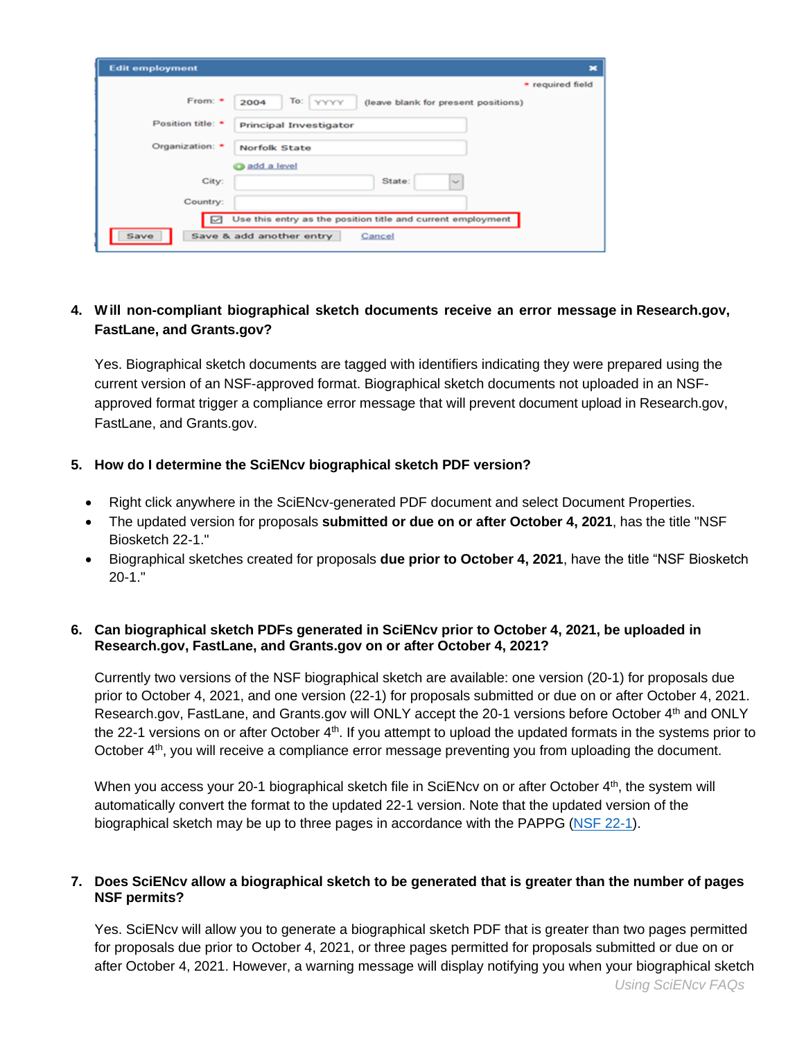4. **Will non-compliant biographical sketch documents receive an error message in Research.gov, FastLane, and Grants.gov?**

   Yes. Biographical sketch documents are tagged with identifiers indicating they were prepared using the current version of an NSF-approved format. Biographical sketch documents not uploaded in an NSF-approved format trigger a compliance error message that will prevent document upload in Research.gov, FastLane, and Grants.gov.

5. **How do I determine the SciENcv biographical sketch PDF version?**

   - Right click anywhere in the SciENcv-generated PDF document and select Document Properties.
   - The updated version for proposals **submitted or due on or after October 4, 2021**, has the title "NSF Biosketch 22-1."
   - Biographical sketches created for proposals **due prior to October 4, 2021**, have the title "NSF Biosketch 20-1."

6. **Can biographical sketch PDFs generated in SciENcv prior to October 4, 2021, be uploaded in Research.gov, FastLane, and Grants.gov on or after October 4, 2021?**

   Currently two versions of the NSF biographical sketch are available: one version (20-1) for proposals due prior to October 4, 2021, and one version (22-1) for proposals submitted or due on or after October 4, 2021. Research.gov, FastLane, and Grants.gov will ONLY accept the 20-1 versions before October 4th and ONLY the 22-1 versions on or after October 4th. If you attempt to upload the updated formats in the systems prior to October 4th, you will receive a compliance error message preventing you from uploading the document.

   When you access your 20-1 biographical sketch file in SciENcv on or after October 4th, the system will automatically convert the format to the updated 22-1 version. Note that the updated version of the biographical sketch may be up to three pages in accordance with the PAPPG ([NSF 22-1](NSF 22-1)).

7. **Does SciENcv allow a biographical sketch to be generated that is greater than the number of pages NSF permits?**

   Yes. SciENcv will allow you to generate a biographical sketch PDF that is greater than two pages permitted for proposals due prior to October 4, 2021, or three pages permitted for proposals submitted or due on or after October 4, 2021. However, a warning message will display notifying you when your biographical sketch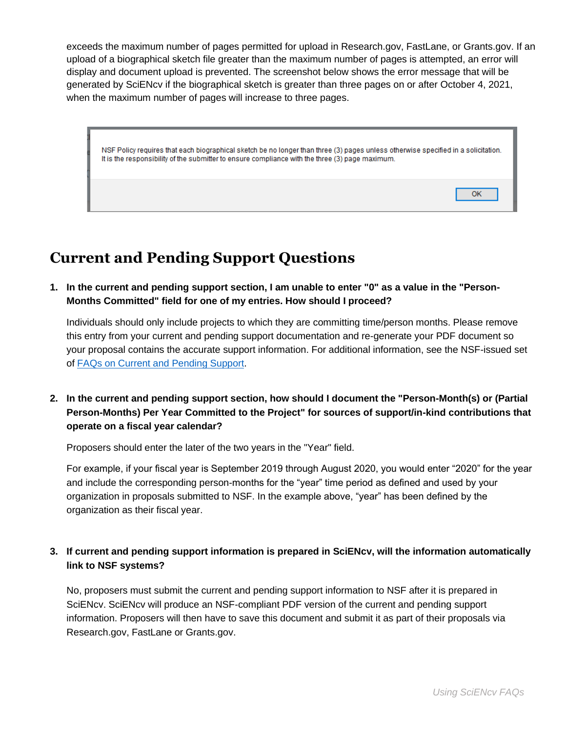exceeds the maximum number of pages permitted for upload in Research.gov, FastLane, or Grants.gov. If an upload of a biographical sketch file greater than the maximum number of pages is attempted, an error will display and document upload is prevented. The screenshot below shows the error message that will be generated by SciENcv if the biographical sketch is greater than three pages on or after October 4, 2021, when the maximum number of pages will increase to three pages.

NSF Policy requires that each biographical sketch be no longer than three (3) pages unless otherwise specified in a solicitation. It is the responsibility of the submitter to ensure compliance with the three (3) page maximum.

OK

## Current and Pending Support Questions

1. **In the current and pending support section, I am unable to enter "0" as a value in the "Person-Months Committed" field for one of my entries. How should I proceed?**

   Individuals should only include projects to which they are committing time/person months. Please remove this entry from your current and pending support documentation and re-generate your PDF document so your proposal contains the accurate support information. For additional information, see the NSF-issued set of FAQs on Current and Pending Support.

2. **In the current and pending support section, how should I document the "Person-Month(s) or (Partial Person-Months) Per Year Committed to the Project" for sources of support/in-kind contributions that operate on a fiscal year calendar?**

   Proposers should enter the later of the two years in the "Year" field.

   For example, if your fiscal year is September 2019 through August 2020, you would enter "2020" for the year and include the corresponding person-months for the "year" time period as defined and used by your organization in proposals submitted to NSF. In the example above, "year" has been defined by the organization as their fiscal year.

3. **If current and pending support information is prepared in SciENcv, will the information automatically link to NSF systems?**

   No, proposers must submit the current and pending support information to NSF after it is prepared in SciENcv. SciENcv will produce an NSF-compliant PDF version of the current and pending support information. Proposers will then have to save this document and submit it as part of their proposals via Research.gov, FastLane or Grants.gov.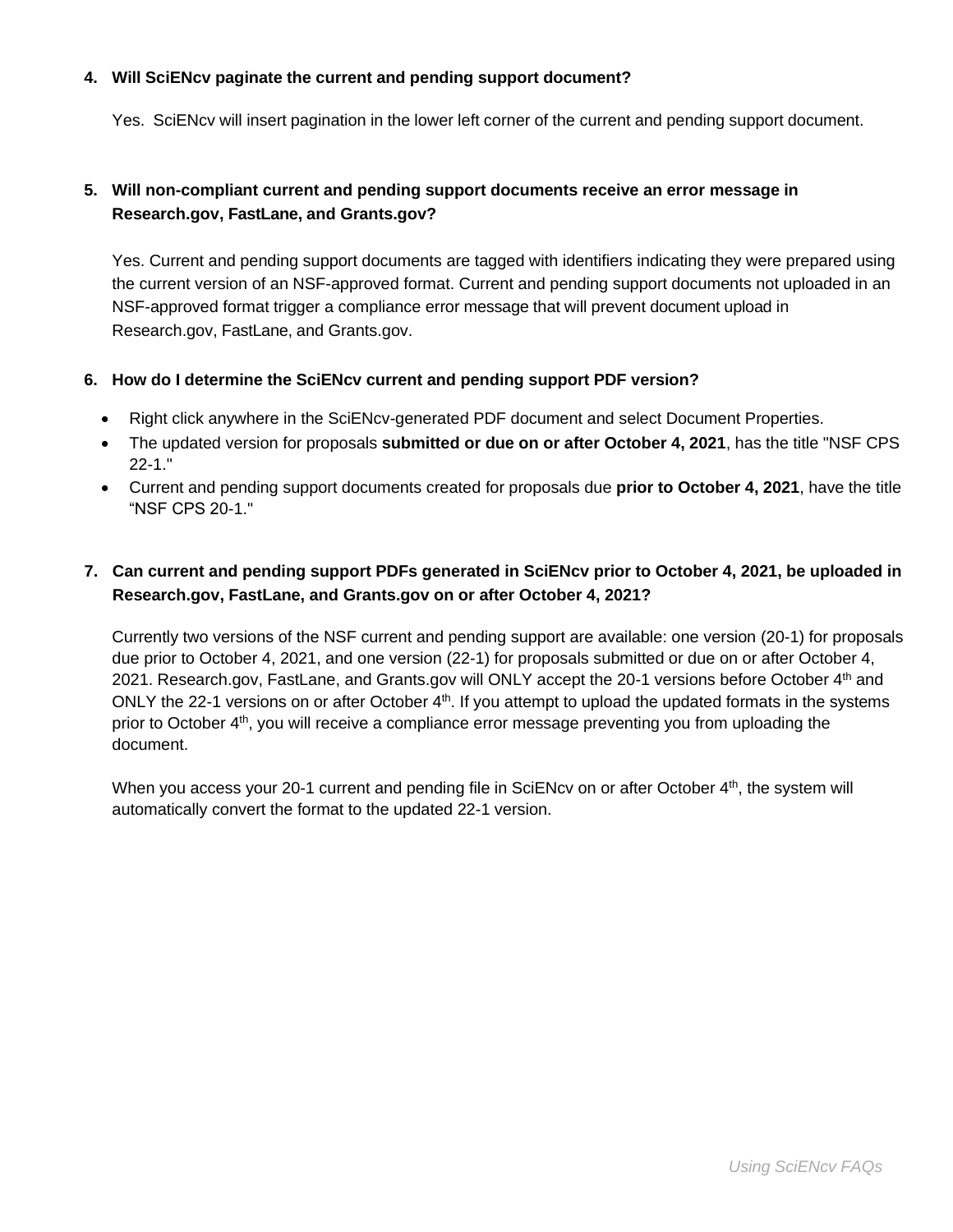**4. Will SciENcv paginate the current and pending support document?**

Yes. SciENcv will insert pagination in the lower left corner of the current and pending support document.

**5. Will non-compliant current and pending support documents receive an error message in Research.gov, FastLane, and Grants.gov?**

Yes. Current and pending support documents are tagged with identifiers indicating they were prepared using the current version of an NSF-approved format. Current and pending support documents not uploaded in an NSF-approved format trigger a compliance error message that will prevent document upload in Research.gov, FastLane, and Grants.gov.

**6. How do I determine the SciENcv current and pending support PDF version?**

- Right click anywhere in the SciENcv-generated PDF document and select Document Properties.
- The updated version for proposals **submitted or due on or after October 4, 2021**, has the title "NSF CPS 22-1."
- Current and pending support documents created for proposals due **prior to October 4, 2021**, have the title "NSF CPS 20-1."

**7. Can current and pending support PDFs generated in SciENcv prior to October 4, 2021, be uploaded in Research.gov, FastLane, and Grants.gov on or after October 4, 2021?**

Currently two versions of the NSF current and pending support are available: one version (20-1) for proposals due prior to October 4, 2021, and one version (22-1) for proposals submitted or due on or after October 4, 2021. Research.gov, FastLane, and Grants.gov will ONLY accept the 20-1 versions before October 4th and ONLY the 22-1 versions on or after October 4th. If you attempt to upload the updated formats in the systems prior to October 4th, you will receive a compliance error message preventing you from uploading the document.

When you access your 20-1 current and pending file in SciENcv on or after October 4th, the system will automatically convert the format to the updated 22-1 version.